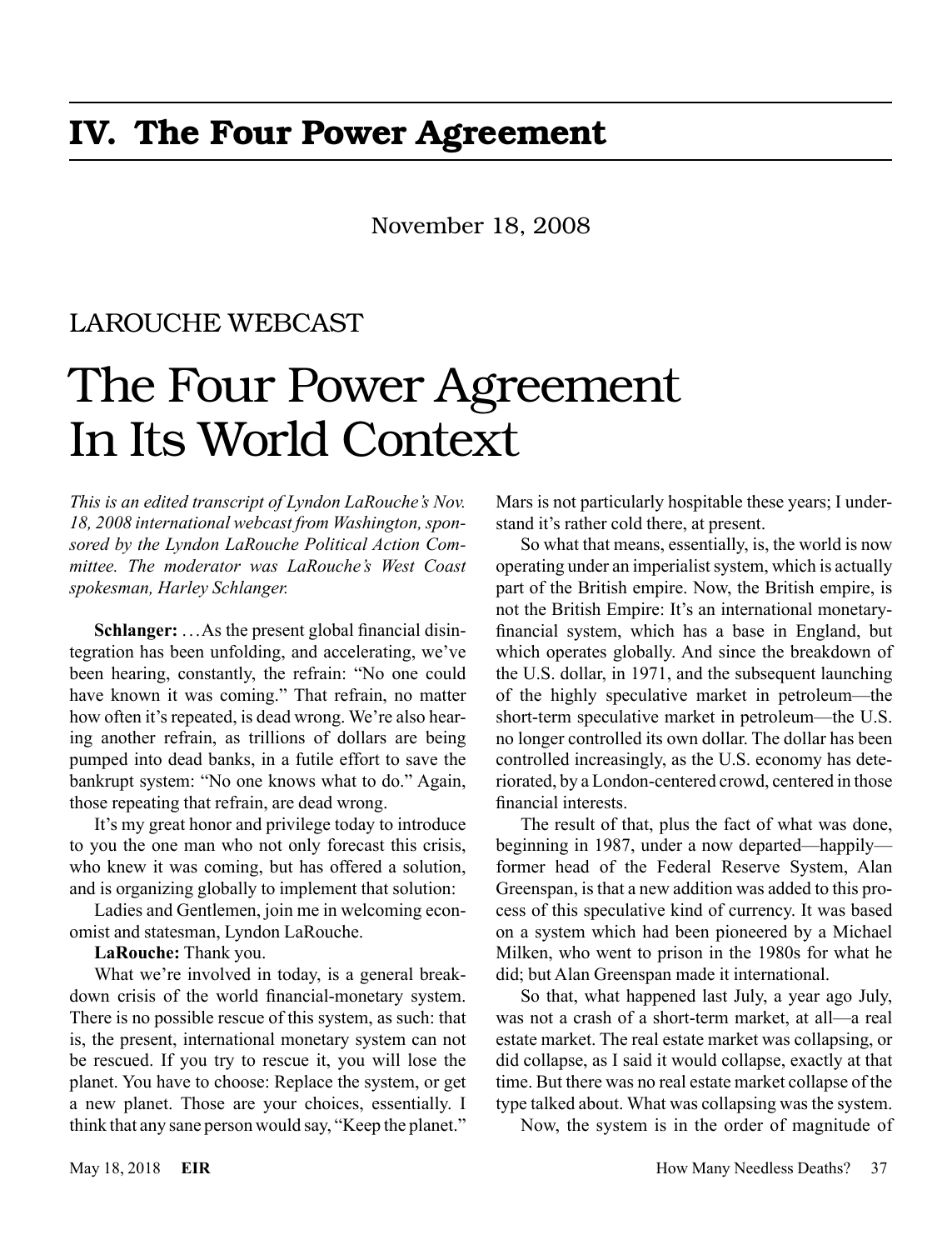# IV. The Four Power Agreement

November 18, 2008

LAROUCHE WEBCAST

## The Four Power Agreement In Its World Context

*This is an edited transcript of Lyndon LaRouche's Nov. 18, 2008 international webcast from Washington, sponsored by the Lyndon LaRouche Political Action Committee. The moderator was LaRouche's West Coast spokesman, Harley Schlanger.*

**Schlanger:** ...As the present global financial disintegration has been unfolding, and accelerating, we've been hearing, constantly, the refrain: "No one could have known it was coming." That refrain, no matter how often it's repeated, is dead wrong. We're also hearing another refrain, as trillions of dollars are being pumped into dead banks, in a futile effort to save the bankrupt system: "No one knows what to do." Again, those repeating that refrain, are dead wrong.

It's my great honor and privilege today to introduce to you the one man who not only forecast this crisis, who knew it was coming, but has offered a solution, and is organizing globally to implement that solution:

Ladies and Gentlemen, join me in welcoming economist and statesman, Lyndon LaRouche.

**LaRouche:** Thank you.

What we're involved in today, is a general breakdown crisis of the world financial-monetary system. There is no possible rescue of this system, as such: that is, the present, international monetary system can not be rescued. If you try to rescue it, you will lose the planet. You have to choose: Replace the system, or get a new planet. Those are your choices, essentially. I think that any sane person would say, "Keep the planet." Mars is not particularly hospitable these years; I understand it's rather cold there, at present.

So what that means, essentially, is, the world is now operating under an imperialist system, which is actually part of the British empire. Now, the British empire, is not the British Empire: It's an international monetary-financial system, which has a base in England, but which operates globally. And since the breakdown of the U.S. dollar, in 1971, and the subsequent launching of the highly speculative market in petroleum—the short-term speculative market in petroleum—the U.S. no longer controlled its own dollar. The dollar has been controlled increasingly, as the U.S. economy has deteriorated, by a London-centered crowd, centered in those financial interests.

The result of that, plus the fact of what was done, beginning in 1987, under a now departed—happily—former head of the Federal Reserve System, Alan Greenspan, is that a new addition was added to this process of this speculative kind of currency. It was based on a system which had been pioneered by a Michael Milken, who went to prison in the 1980s for what he did; but Alan Greenspan made it international.

So that, what happened last July, a year ago July, was not a crash of a short-term market, at all—a real estate market. The real estate market was collapsing, or did collapse, as I said it would collapse, exactly at that time. But there was no real estate market collapse of the type talked about. What was collapsing was the system.

Now, the system is in the order of magnitude of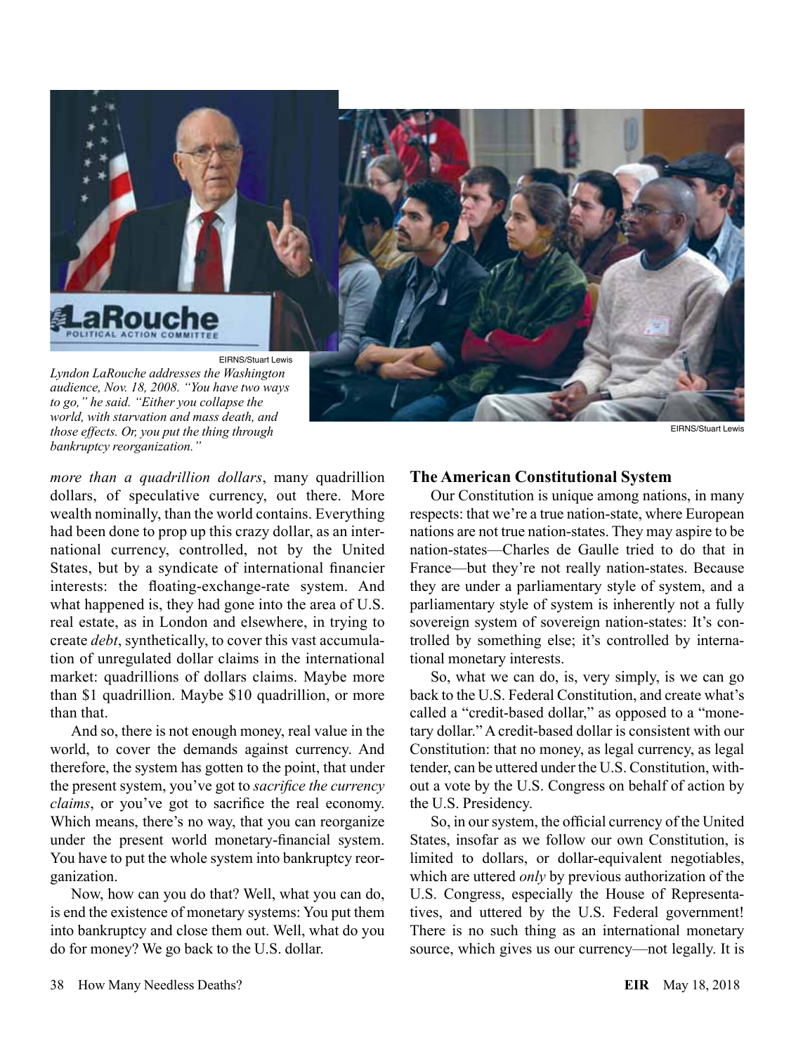EIRNS/Stuart Lewis

*Lyndon LaRouche addresses the Washington audience, Nov. 18, 2008. "You have two ways to go," he said. "Either you collapse the world, with starvation and mass death, and those effects. Or, you put the thing through bankruptcy reorganization."*

EIRNS/Stuart Lewis

*more than a quadrillion dollars*, many quadrillion dollars, of speculative currency, out there. More wealth nominally, than the world contains. Everything had been done to prop up this crazy dollar, as an international currency, controlled, not by the United States, but by a syndicate of international financier interests: the floating-exchange-rate system. And what happened is, they had gone into the area of U.S. real estate, as in London and elsewhere, in trying to create *debt*, synthetically, to cover this vast accumulation of unregulated dollar claims in the international market: quadrillions of dollars claims. Maybe more than $1 quadrillion. Maybe $10 quadrillion, or more than that.

And so, there is not enough money, real value in the world, to cover the demands against currency. And therefore, the system has gotten to the point, that under the present system, you've got to *sacrifice the currency claims*, or you've got to sacrifice the real economy. Which means, there's no way, that you can reorganize under the present world monetary-financial system. You have to put the whole system into bankruptcy reorganization.

Now, how can you do that? Well, what you can do, is end the existence of monetary systems: You put them into bankruptcy and close them out. Well, what do you do for money? We go back to the U.S. dollar.

### The American Constitutional System

Our Constitution is unique among nations, in many respects: that we're a true nation-state, where European nations are not true nation-states. They may aspire to be nation-states—Charles de Gaulle tried to do that in France—but they're not really nation-states. Because they are under a parliamentary style of system, and a parliamentary style of system is inherently not a fully sovereign system of sovereign nation-states: It's controlled by something else; it's controlled by international monetary interests.

So, what we can do, is, very simply, is we can go back to the U.S. Federal Constitution, and create what's called a "credit-based dollar," as opposed to a "monetary dollar." A credit-based dollar is consistent with our Constitution: that no money, as legal currency, as legal tender, can be uttered under the U.S. Constitution, without a vote by the U.S. Congress on behalf of action by the U.S. Presidency.

So, in our system, the official currency of the United States, insofar as we follow our own Constitution, is limited to dollars, or dollar-equivalent negotiables, which are uttered *only* by previous authorization of the U.S. Congress, especially the House of Representatives, and uttered by the U.S. Federal government! There is no such thing as an international monetary source, which gives us our currency—not legally. It is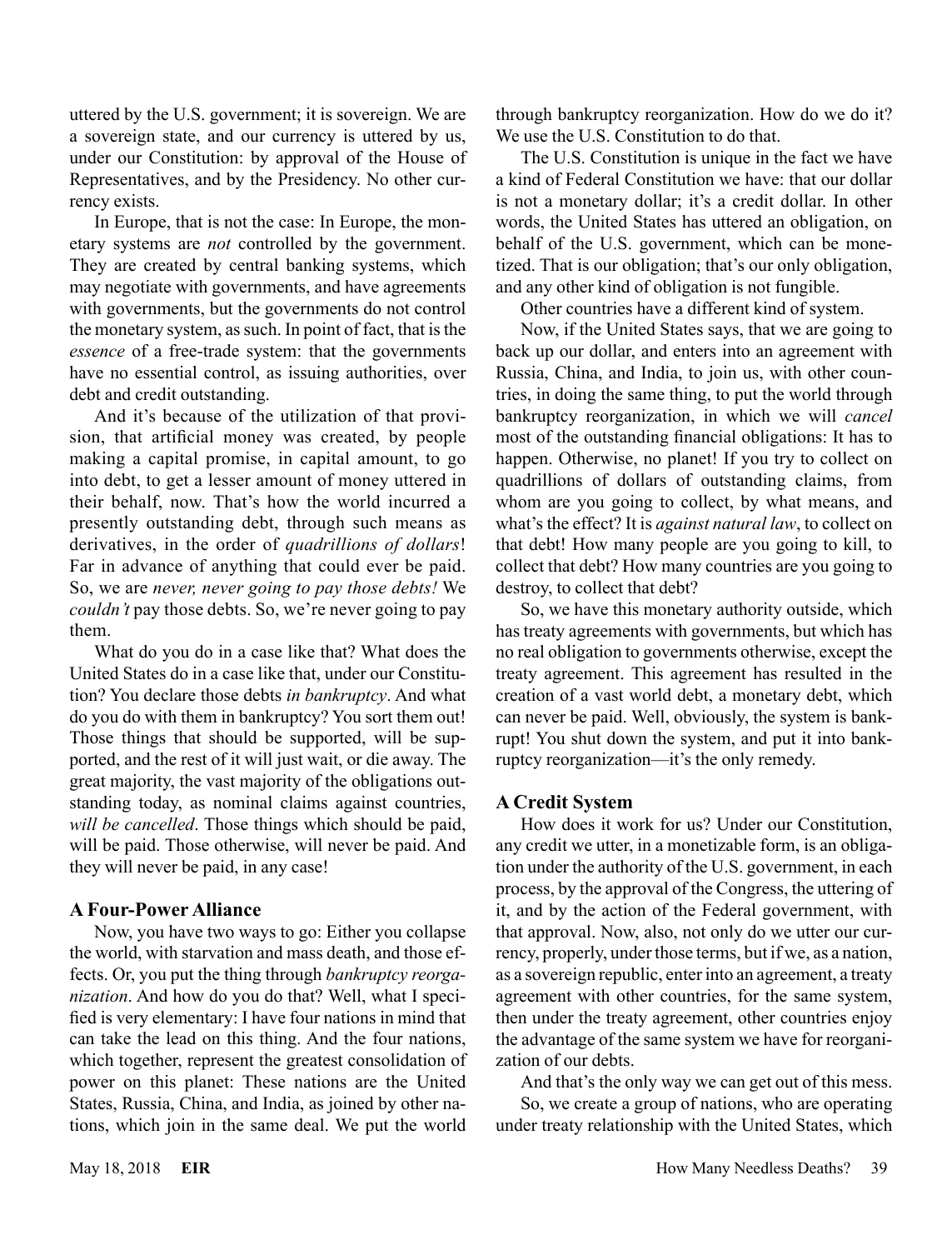uttered by the U.S. government; it is sovereign. We are a sovereign state, and our currency is uttered by us, under our Constitution: by approval of the House of Representatives, and by the Presidency. No other currency exists.

In Europe, that is not the case: In Europe, the monetary systems are *not* controlled by the government. They are created by central banking systems, which may negotiate with governments, and have agreements with governments, but the governments do not control the monetary system, as such. In point of fact, that is the *essence* of a free-trade system: that the governments have no essential control, as issuing authorities, over debt and credit outstanding.

And it's because of the utilization of that provision, that artificial money was created, by people making a capital promise, in capital amount, to go into debt, to get a lesser amount of money uttered in their behalf, now. That's how the world incurred a presently outstanding debt, through such means as derivatives, in the order of *quadrillions of dollars*! Far in advance of anything that could ever be paid. So, we are *never, never going to pay those debts!* We *couldn't* pay those debts. So, we're never going to pay them.

What do you do in a case like that? What does the United States do in a case like that, under our Constitution? You declare those debts *in bankruptcy*. And what do you do with them in bankruptcy? You sort them out! Those things that should be supported, will be supported, and the rest of it will just wait, or die away. The great majority, the vast majority of the obligations outstanding today, as nominal claims against countries, *will be cancelled*. Those things which should be paid, will be paid. Those otherwise, will never be paid. And they will never be paid, in any case!

### A Four-Power Alliance

Now, you have two ways to go: Either you collapse the world, with starvation and mass death, and those effects. Or, you put the thing through *bankruptcy reorganization*. And how do you do that? Well, what I specified is very elementary: I have four nations in mind that can take the lead on this thing. And the four nations, which together, represent the greatest consolidation of power on this planet: These nations are the United States, Russia, China, and India, as joined by other nations, which join in the same deal. We put the world through bankruptcy reorganization. How do we do it? We use the U.S. Constitution to do that.

The U.S. Constitution is unique in the fact we have a kind of Federal Constitution we have: that our dollar is not a monetary dollar; it's a credit dollar. In other words, the United States has uttered an obligation, on behalf of the U.S. government, which can be monetized. That is our obligation; that's our only obligation, and any other kind of obligation is not fungible.

Other countries have a different kind of system.

Now, if the United States says, that we are going to back up our dollar, and enters into an agreement with Russia, China, and India, to join us, with other countries, in doing the same thing, to put the world through bankruptcy reorganization, in which we will *cancel* most of the outstanding financial obligations: It has to happen. Otherwise, no planet! If you try to collect on quadrillions of dollars of outstanding claims, from whom are you going to collect, by what means, and what's the effect? It is *against natural law*, to collect on that debt! How many people are you going to kill, to collect that debt? How many countries are you going to destroy, to collect that debt?

So, we have this monetary authority outside, which has treaty agreements with governments, but which has no real obligation to governments otherwise, except the treaty agreement. This agreement has resulted in the creation of a vast world debt, a monetary debt, which can never be paid. Well, obviously, the system is bankrupt! You shut down the system, and put it into bankruptcy reorganization—it's the only remedy.

### A Credit System

How does it work for us? Under our Constitution, any credit we utter, in a monetizable form, is an obligation under the authority of the U.S. government, in each process, by the approval of the Congress, the uttering of it, and by the action of the Federal government, with that approval. Now, also, not only do we utter our currency, properly, under those terms, but if we, as a nation, as a sovereign republic, enter into an agreement, a treaty agreement with other countries, for the same system, then under the treaty agreement, other countries enjoy the advantage of the same system we have for reorganization of our debts.

And that's the only way we can get out of this mess.

So, we create a group of nations, who are operating under treaty relationship with the United States, which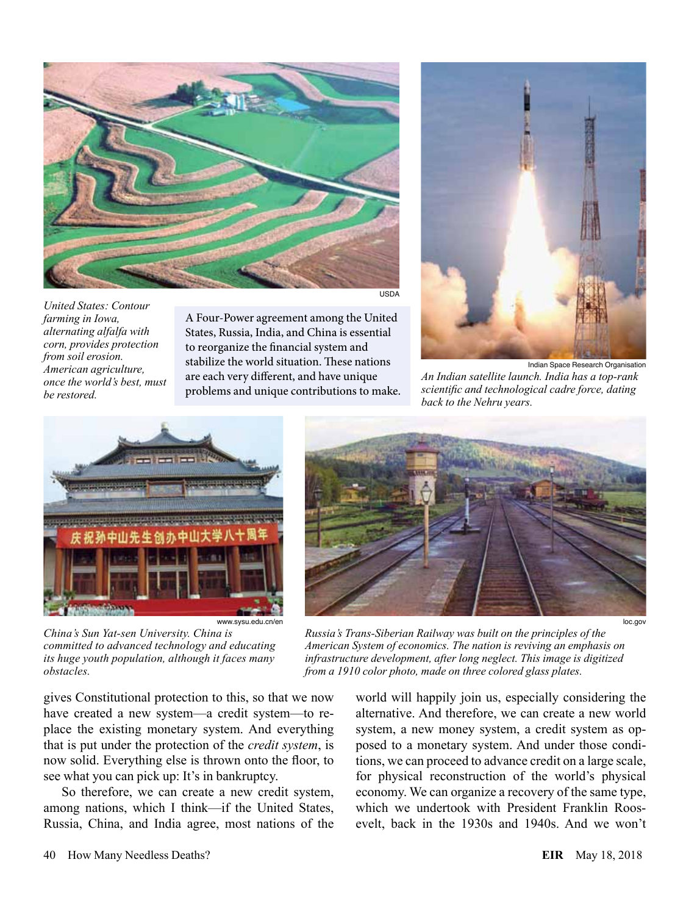United States: Contour farming in Iowa, alternating alfalfa with corn, provides protection from soil erosion. American agriculture, once the world's best, must be restored.

A Four-Power agreement among the United States, Russia, India, and China is essential to reorganize the financial system and stabilize the world situation. These nations are each very different, and have unique problems and unique contributions to make.

An Indian satellite launch. India has a top-rank scientific and technological cadre force, dating back to the Nehru years.

China's Sun Yat-sen University. China is committed to advanced technology and educating its huge youth population, although it faces many obstacles.

Russia's Trans-Siberian Railway was built on the principles of the American System of economics. The nation is reviving an emphasis on infrastructure development, after long neglect. This image is digitized from a 1910 color photo, made on three colored glass plates.

gives Constitutional protection to this, so that we now have created a new system—a credit system—to replace the existing monetary system. And everything that is put under the protection of the *credit system*, is now solid. Everything else is thrown onto the floor, to see what you can pick up: It's in bankruptcy.

So therefore, we can create a new credit system, among nations, which I think—if the United States, Russia, China, and India agree, most nations of the world will happily join us, especially considering the alternative. And therefore, we can create a new world system, a new money system, a credit system as opposed to a monetary system. And under those conditions, we can proceed to advance credit on a large scale, for physical reconstruction of the world's physical economy. We can organize a recovery of the same type, which we undertook with President Franklin Roosevelt, back in the 1930s and 1940s. And we won't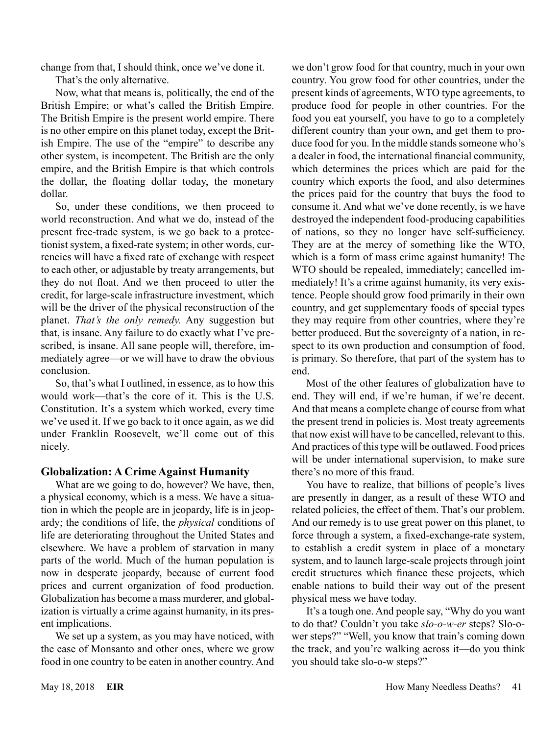change from that, I should think, once we've done it.

That's the only alternative.

Now, what that means is, politically, the end of the British Empire; or what's called the British Empire. The British Empire is the present world empire. There is no other empire on this planet today, except the British Empire. The use of the "empire" to describe any other system, is incompetent. The British are the only empire, and the British Empire is that which controls the dollar, the floating dollar today, the monetary dollar.

So, under these conditions, we then proceed to world reconstruction. And what we do, instead of the present free-trade system, is we go back to a protectionist system, a fixed-rate system; in other words, currencies will have a fixed rate of exchange with respect to each other, or adjustable by treaty arrangements, but they do not float. And we then proceed to utter the credit, for large-scale infrastructure investment, which will be the driver of the physical reconstruction of the planet. *That's the only remedy.* Any suggestion but that, is insane. Any failure to do exactly what I've prescribed, is insane. All sane people will, therefore, immediately agree—or we will have to draw the obvious conclusion.

So, that's what I outlined, in essence, as to how this would work—that's the core of it. This is the U.S. Constitution. It's a system which worked, every time we've used it. If we go back to it once again, as we did under Franklin Roosevelt, we'll come out of this nicely.

### Globalization: A Crime Against Humanity

What are we going to do, however? We have, then, a physical economy, which is a mess. We have a situation in which the people are in jeopardy, life is in jeopardy; the conditions of life, the *physical* conditions of life are deteriorating throughout the United States and elsewhere. We have a problem of starvation in many parts of the world. Much of the human population is now in desperate jeopardy, because of current food prices and current organization of food production. Globalization has become a mass murderer, and globalization is virtually a crime against humanity, in its present implications.

We set up a system, as you may have noticed, with the case of Monsanto and other ones, where we grow food in one country to be eaten in another country. And we don't grow food for that country, much in your own country. You grow food for other countries, under the present kinds of agreements, WTO type agreements, to produce food for people in other countries. For the food you eat yourself, you have to go to a completely different country than your own, and get them to produce food for you. In the middle stands someone who's a dealer in food, the international financial community, which determines the prices which are paid for the country which exports the food, and also determines the prices paid for the country that buys the food to consume it. And what we've done recently, is we have destroyed the independent food-producing capabilities of nations, so they no longer have self-sufficiency. They are at the mercy of something like the WTO, which is a form of mass crime against humanity! The WTO should be repealed, immediately; cancelled immediately! It's a crime against humanity, its very existence. People should grow food primarily in their own country, and get supplementary foods of special types they may require from other countries, where they're better produced. But the sovereignty of a nation, in respect to its own production and consumption of food, is primary. So therefore, that part of the system has to end.

Most of the other features of globalization have to end. They will end, if we're human, if we're decent. And that means a complete change of course from what the present trend in policies is. Most treaty agreements that now exist will have to be cancelled, relevant to this. And practices of this type will be outlawed. Food prices will be under international supervision, to make sure there's no more of this fraud.

You have to realize, that billions of people's lives are presently in danger, as a result of these WTO and related policies, the effect of them. That's our problem. And our remedy is to use great power on this planet, to force through a system, a fixed-exchange-rate system, to establish a credit system in place of a monetary system, and to launch large-scale projects through joint credit structures which finance these projects, which enable nations to build their way out of the present physical mess we have today.

It's a tough one. And people say, "Why do you want to do that? Couldn't you take *slo-o-w-er* steps? Slo-o-wer steps?" "Well, you know that train's coming down the track, and you're walking across it—do you think you should take slo-o-w steps?"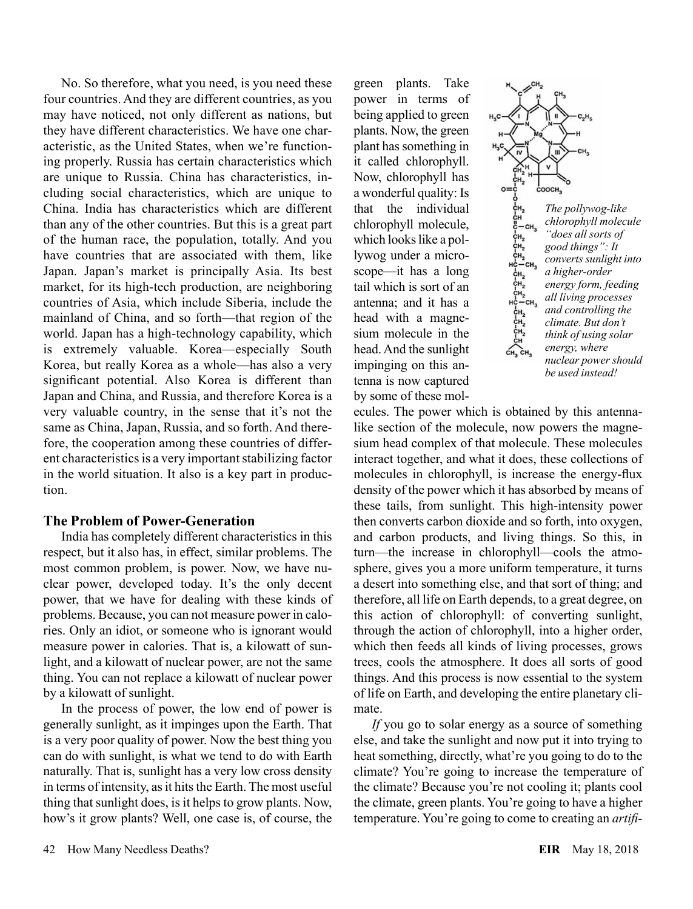No. So therefore, what you need, is you need these four countries. And they are different countries, as you may have noticed, not only different as nations, but they have different characteristics. We have one characteristic, as the United States, when we're functioning properly. Russia has certain characteristics which are unique to Russia. China has characteristics, including social characteristics, which are unique to China. India has characteristics which are different than any of the other countries. But this is a great part of the human race, the population, totally. And you have countries that are associated with them, like Japan. Japan's market is principally Asia. Its best market, for its high-tech production, are neighboring countries of Asia, which include Siberia, include the mainland of China, and so forth—that region of the world. Japan has a high-technology capability, which is extremely valuable. Korea—especially South Korea, but really Korea as a whole—has also a very significant potential. Also Korea is different than Japan and China, and Russia, and therefore Korea is a very valuable country, in the sense that it's not the same as China, Japan, Russia, and so forth. And therefore, the cooperation among these countries of different characteristics is a very important stabilizing factor in the world situation. It also is a key part in production.

### The Problem of Power-Generation

India has completely different characteristics in this respect, but it also has, in effect, similar problems. The most common problem, is power. Now, we have nuclear power, developed today. It's the only decent power, that we have for dealing with these kinds of problems. Because, you can not measure power in calories. Only an idiot, or someone who is ignorant would measure power in calories. That is, a kilowatt of sunlight, and a kilowatt of nuclear power, are not the same thing. You can not replace a kilowatt of nuclear power by a kilowatt of sunlight.

In the process of power, the low end of power is generally sunlight, as it impinges upon the Earth. That is a very poor quality of power. Now the best thing you can do with sunlight, is what we tend to do with Earth naturally. That is, sunlight has a very low cross density in terms of intensity, as it hits the Earth. The most useful thing that sunlight does, is it helps to grow plants. Now, how's it grow plants? Well, one case is, of course, the green plants. Take power in terms of being applied to green plants. Now, the green plant has something in it called chlorophyll. Now, chlorophyll has a wonderful quality: Is that the individual chlorophyll molecule, which looks like a pollywog under a microscope—it has a long tail which is sort of an antenna; and it has a head with a magnesium molecule in the head. And the sunlight impinging on this antenna is now captured by some of these molecules. The power which is obtained by this antenna-like section of the molecule, now powers the magnesium head complex of that molecule. These molecules interact together, and what it does, these collections of molecules in chlorophyll, is increase the energy-flux density of the power which it has absorbed by means of these tails, from sunlight. This high-intensity power then converts carbon dioxide and so forth, into oxygen, and carbon products, and living things. So this, in turn—the increase in chlorophyll—cools the atmosphere, gives you a more uniform temperature, it turns a desert into something else, and that sort of thing; and therefore, all life on Earth depends, to a great degree, on this action of chlorophyll: of converting sunlight, through the action of chlorophyll, into a higher order, which then feeds all kinds of living processes, grows trees, cools the atmosphere. It does all sorts of good things. And this process is now essential to the system of life on Earth, and developing the entire planetary climate.

*The pollywog-like chlorophyll molecule "does all sorts of good things": It converts sunlight into a higher-order energy form, feeding all living processes and controlling the climate. But don't think of using solar energy, where nuclear power should be used instead!*

*If* you go to solar energy as a source of something else, and take the sunlight and now put it into trying to heat something, directly, what're you going to do to the climate? You're going to increase the temperature of the climate? Because you're not cooling it; plants cool the climate, green plants. You're going to have a higher temperature. You're going to come to creating an *artifi-*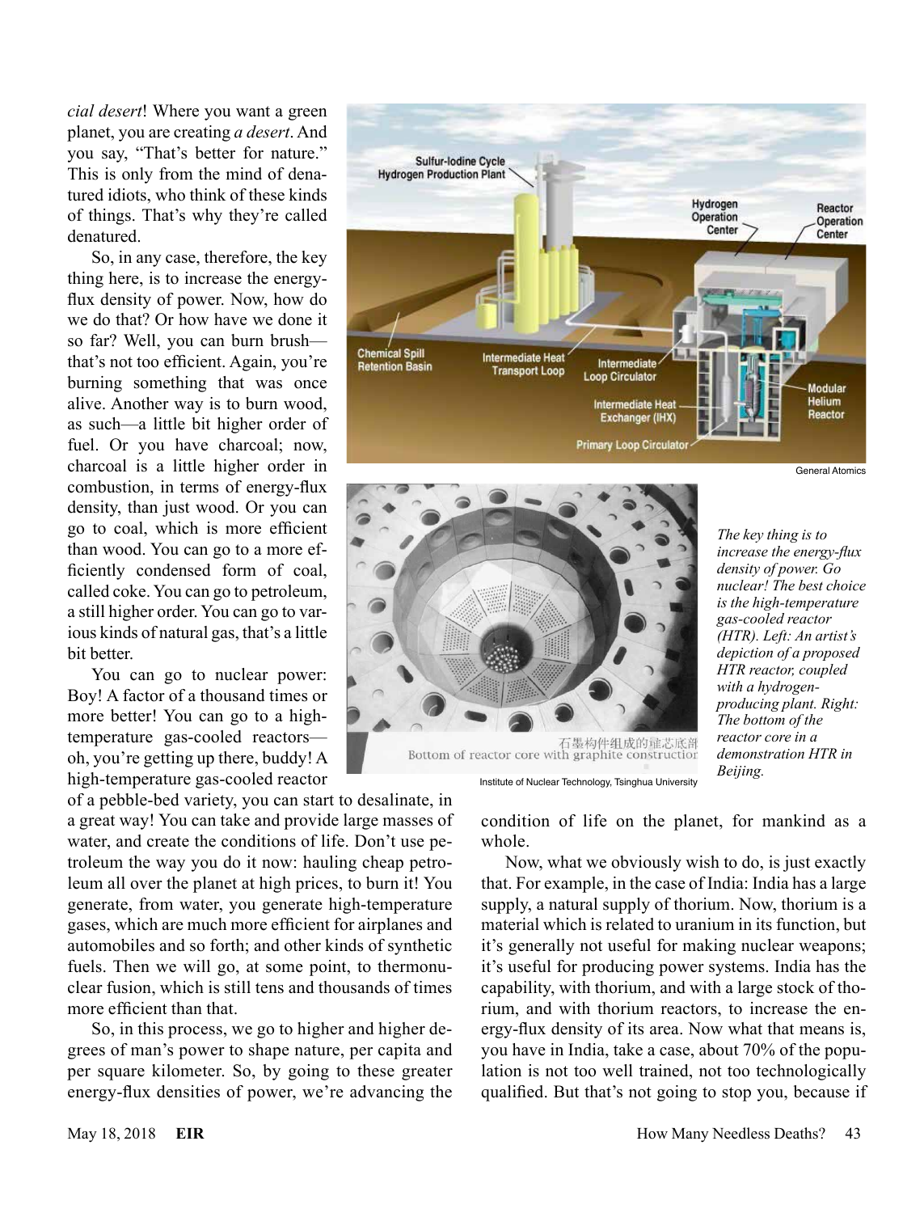*cial desert*! Where you want a green planet, you are creating *a desert*. And you say, "That's better for nature." This is only from the mind of denatured idiots, who think of these kinds of things. That's why they're called denatured.

So, in any case, therefore, the key thing here, is to increase the energy-flux density of power. Now, how do we do that? Or how have we done it so far? Well, you can burn brush—that's not too efficient. Again, you're burning something that was once alive. Another way is to burn wood, as such—a little bit higher order of fuel. Or you have charcoal; now, charcoal is a little higher order in combustion, in terms of energy-flux density, than just wood. Or you can go to coal, which is more efficient than wood. You can go to a more efficiently condensed form of coal, called coke. You can go to petroleum, a still higher order. You can go to various kinds of natural gas, that's a little bit better.

You can go to nuclear power: Boy! A factor of a thousand times or more better! You can go to a high-temperature gas-cooled reactors—oh, you're getting up there, buddy! A high-temperature gas-cooled reactor of a pebble-bed variety, you can start to desalinate, in a great way! You can take and provide large masses of water, and create the conditions of life. Don't use petroleum the way you do it now: hauling cheap petroleum all over the planet at high prices, to burn it! You generate, from water, you generate high-temperature gases, which are much more efficient for airplanes and automobiles and so forth; and other kinds of synthetic fuels. Then we will go, at some point, to thermonuclear fusion, which is still tens and thousands of times more efficient than that.

So, in this process, we go to higher and higher degrees of man's power to shape nature, per capita and per square kilometer. So, by going to these greater energy-flux densities of power, we're advancing the condition of life on the planet, for mankind as a whole.

Now, what we obviously wish to do, is just exactly that. For example, in the case of India: India has a large supply, a natural supply of thorium. Now, thorium is a material which is related to uranium in its function, but it's generally not useful for making nuclear weapons; it's useful for producing power systems. India has the capability, with thorium, and with a large stock of thorium, and with thorium reactors, to increase the energy-flux density of its area. Now what that means is, you have in India, take a case, about 70% of the population is not too well trained, not too technologically qualified. But that's not going to stop you, because if

General Atomics

Institute of Nuclear Technology, Tsinghua University

*The key thing is to increase the energy-flux density of power. Go nuclear! The best choice is the high-temperature gas-cooled reactor (HTR). Left: An artist's depiction of a proposed HTR reactor, coupled with a hydrogen-producing plant. Right: The bottom of the reactor core in a demonstration HTR in Beijing.*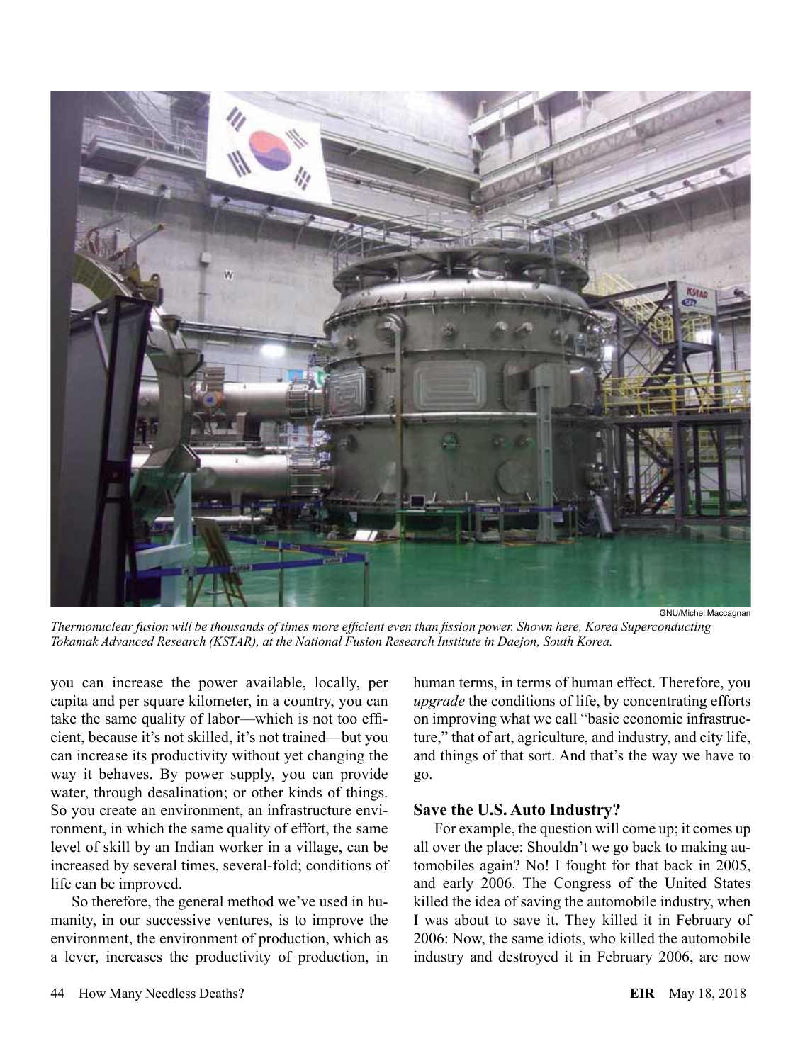GNU/Michel Maccagnan

*Thermonuclear fusion will be thousands of times more efficient even than fission power. Shown here, Korea Superconducting Tokamak Advanced Research (KSTAR), at the National Fusion Research Institute in Daejon, South Korea.*

you can increase the power available, locally, per capita and per square kilometer, in a country, you can take the same quality of labor—which is not too efficient, because it's not skilled, it's not trained—but you can increase its productivity without yet changing the way it behaves. By power supply, you can provide water, through desalination; or other kinds of things. So you create an environment, an infrastructure environment, in which the same quality of effort, the same level of skill by an Indian worker in a village, can be increased by several times, several-fold; conditions of life can be improved.

So therefore, the general method we've used in humanity, in our successive ventures, is to improve the environment, the environment of production, which as a lever, increases the productivity of production, in human terms, in terms of human effect. Therefore, you *upgrade* the conditions of life, by concentrating efforts on improving what we call "basic economic infrastructure," that of art, agriculture, and industry, and city life, and things of that sort. And that's the way we have to go.

### Save the U.S. Auto Industry?

For example, the question will come up; it comes up all over the place: Shouldn't we go back to making automobiles again? No! I fought for that back in 2005, and early 2006. The Congress of the United States killed the idea of saving the automobile industry, when I was about to save it. They killed it in February of 2006: Now, the same idiots, who killed the automobile industry and destroyed it in February 2006, are now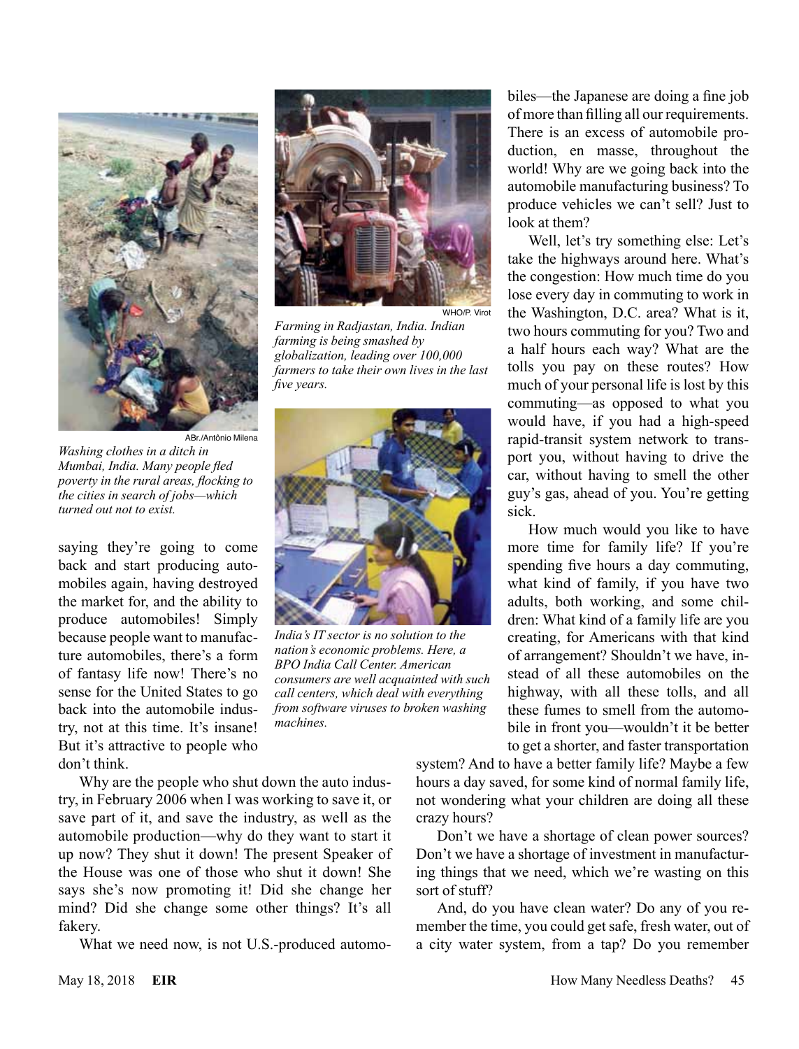Washing clothes in a ditch in Mumbai, India. Many people fled poverty in the rural areas, flocking to the cities in search of jobs—which turned out not to exist.

Farming in Radjastan, India. Indian farming is being smashed by globalization, leading over 100,000 farmers to take their own lives in the last five years.

India's IT sector is no solution to the nation's economic problems. Here, a BPO India Call Center. American consumers are well acquainted with such call centers, which deal with everything from software viruses to broken washing machines.

saying they're going to come back and start producing automobiles again, having destroyed the market for, and the ability to produce automobiles! Simply because people want to manufacture automobiles, there's a form of fantasy life now! There's no sense for the United States to go back into the automobile industry, not at this time. It's insane! But it's attractive to people who don't think.

Why are the people who shut down the auto industry, in February 2006 when I was working to save it, or save part of it, and save the industry, as well as the automobile production—why do they want to start it up now? They shut it down! The present Speaker of the House was one of those who shut it down! She says she's now promoting it! Did she change her mind? Did she change some other things? It's all fakery.

What we need now, is not U.S.-produced automobiles—the Japanese are doing a fine job of more than filling all our requirements. There is an excess of automobile production, en masse, throughout the world! Why are we going back into the automobile manufacturing business? To produce vehicles we can't sell? Just to look at them?

Well, let's try something else: Let's take the highways around here. What's the congestion: How much time do you lose every day in commuting to work in the Washington, D.C. area? What is it, two hours commuting for you? Two and a half hours each way? What are the tolls you pay on these routes? How much of your personal life is lost by this commuting—as opposed to what you would have, if you had a high-speed rapid-transit system network to transport you, without having to drive the car, without having to smell the other guy's gas, ahead of you. You're getting sick.

How much would you like to have more time for family life? If you're spending five hours a day commuting, what kind of family, if you have two adults, both working, and some children: What kind of a family life are you creating, for Americans with that kind of arrangement? Shouldn't we have, instead of all these automobiles on the highway, with all these tolls, and all these fumes to smell from the automobile in front you—wouldn't it be better to get a shorter, and faster transportation system? And to have a better family life? Maybe a few hours a day saved, for some kind of normal family life, not wondering what your children are doing all these crazy hours?

Don't we have a shortage of clean power sources? Don't we have a shortage of investment in manufacturing things that we need, which we're wasting on this sort of stuff?

And, do you have clean water? Do any of you remember the time, you could get safe, fresh water, out of a city water system, from a tap? Do you remember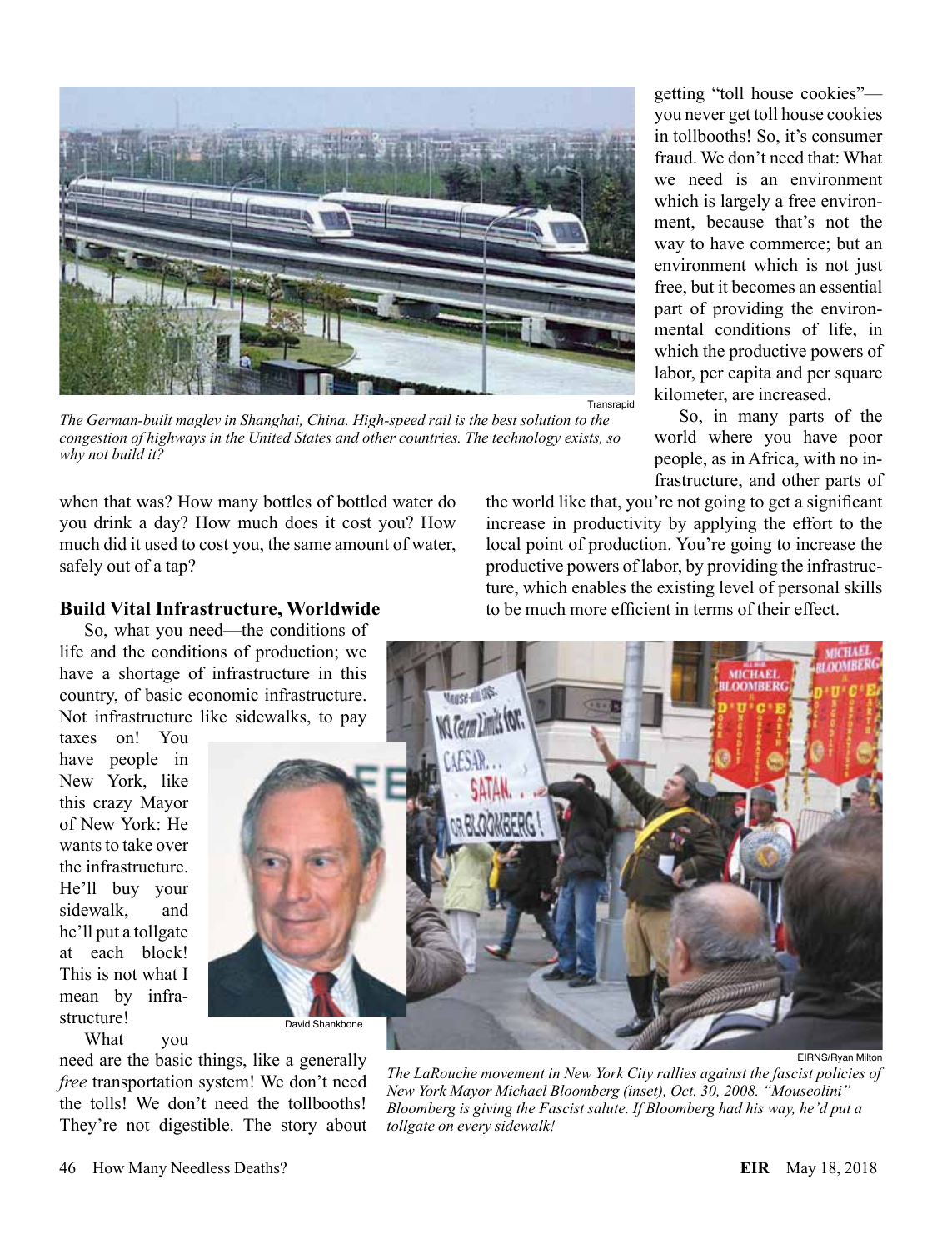*The German-built maglev in Shanghai, China. High-speed rail is the best solution to the congestion of highways in the United States and other countries. The technology exists, so why not build it?*

when that was? How many bottles of bottled water do you drink a day? How much does it cost you? How much did it used to cost you, the same amount of water, safely out of a tap?

### Build Vital Infrastructure, Worldwide

So, what you need—the conditions of life and the conditions of production; we have a shortage of infrastructure in this country, of basic economic infrastructure. Not infrastructure like sidewalks, to pay taxes on! You have people in New York, like this crazy Mayor of New York: He wants to take over the infrastructure. He'll buy your sidewalk, and he'll put a tollgate at each block! This is not what I mean by infrastructure!

What you need are the basic things, like a generally *free* transportation system! We don't need the tolls! We don't need the tollbooths! They're not digestible. The story about getting "toll house cookies"—you never get toll house cookies in tollbooths! So, it's consumer fraud. We don't need that: What we need is an environment which is largely a free environment, because that's not the way to have commerce; but an environment which is not just free, but it becomes an essential part of providing the environmental conditions of life, in which the productive powers of labor, per capita and per square kilometer, are increased.

So, in many parts of the world where you have poor people, as in Africa, with no infrastructure, and other parts of the world like that, you're not going to get a significant increase in productivity by applying the effort to the local point of production. You're going to increase the productive powers of labor, by providing the infrastructure, which enables the existing level of personal skills to be much more efficient in terms of their effect.

*The LaRouche movement in New York City rallies against the fascist policies of New York Mayor Michael Bloomberg (inset), Oct. 30, 2008. "Mouseolini" Bloomberg is giving the Fascist salute. If Bloomberg had his way, he'd put a tollgate on every sidewalk!*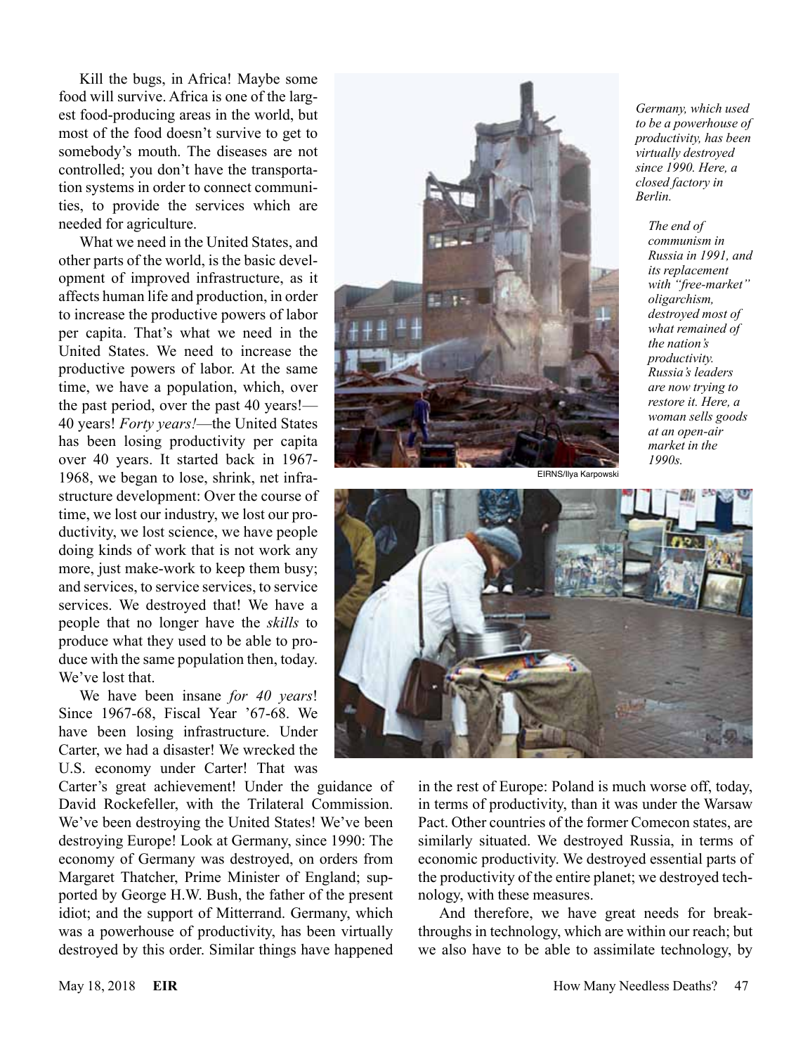Kill the bugs, in Africa! Maybe some food will survive. Africa is one of the largest food-producing areas in the world, but most of the food doesn't survive to get to somebody's mouth. The diseases are not controlled; you don't have the transportation systems in order to connect communities, to provide the services which are needed for agriculture.

What we need in the United States, and other parts of the world, is the basic development of improved infrastructure, as it affects human life and production, in order to increase the productive powers of labor per capita. That's what we need in the United States. We need to increase the productive powers of labor. At the same time, we have a population, which, over the past period, over the past 40 years!—40 years! *Forty years!*—the United States has been losing productivity per capita over 40 years. It started back in 1967-1968, we began to lose, shrink, net infrastructure development: Over the course of time, we lost our industry, we lost our productivity, we lost science, we have people doing kinds of work that is not work any more, just make-work to keep them busy; and services, to service services, to service services. We destroyed that! We have a people that no longer have the *skills* to produce what they used to be able to produce with the same population then, today. We've lost that.

We have been insane *for 40 years*! Since 1967-68, Fiscal Year '67-68. We have been losing infrastructure. Under Carter, we had a disaster! We wrecked the U.S. economy under Carter! That was Carter's great achievement! Under the guidance of David Rockefeller, with the Trilateral Commission. We've been destroying the United States! We've been destroying Europe! Look at Germany, since 1990: The economy of Germany was destroyed, on orders from Margaret Thatcher, Prime Minister of England; supported by George H.W. Bush, the father of the present idiot; and the support of Mitterrand. Germany, which was a powerhouse of productivity, has been virtually destroyed by this order. Similar things have happened in the rest of Europe: Poland is much worse off, today, in terms of productivity, than it was under the Warsaw Pact. Other countries of the former Comecon states, are similarly situated. We destroyed Russia, in terms of economic productivity. We destroyed essential parts of the productivity of the entire planet; we destroyed technology, with these measures.

And therefore, we have great needs for breakthroughs in technology, which are within our reach; but we also have to be able to assimilate technology, by

EIRNS/Ilya Karpowski

*Germany, which used to be a powerhouse of productivity, has been virtually destroyed since 1990. Here, a closed factory in Berlin.*

*The end of communism in Russia in 1991, and its replacement with "free-market" oligarchism, destroyed most of what remained of the nation's productivity. Russia's leaders are now trying to restore it. Here, a woman sells goods at an open-air market in the 1990s.*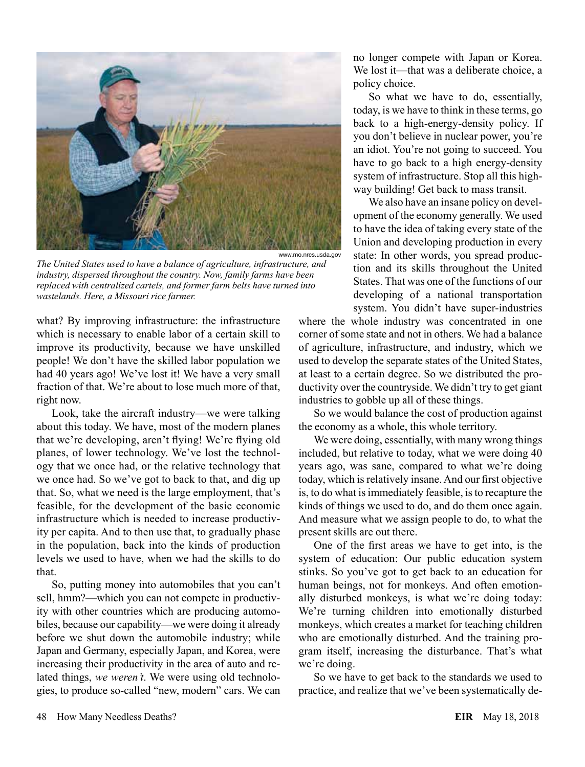www.mo.nrcs.usda.gov

*The United States used to have a balance of agriculture, infrastructure, and industry, dispersed throughout the country. Now, family farms have been replaced with centralized cartels, and former farm belts have turned into wastelands. Here, a Missouri rice farmer.*

what? By improving infrastructure: the infrastructure which is necessary to enable labor of a certain skill to improve its productivity, because we have unskilled people! We don't have the skilled labor population we had 40 years ago! We've lost it! We have a very small fraction of that. We're about to lose much more of that, right now.

Look, take the aircraft industry—we were talking about this today. We have, most of the modern planes that we're developing, aren't flying! We're flying old planes, of lower technology. We've lost the technology that we once had, or the relative technology that we once had. So we've got to back to that, and dig up that. So, what we need is the large employment, that's feasible, for the development of the basic economic infrastructure which is needed to increase productivity per capita. And to then use that, to gradually phase in the population, back into the kinds of production levels we used to have, when we had the skills to do that.

So, putting money into automobiles that you can't sell, hmm?—which you can not compete in productivity with other countries which are producing automobiles, because our capability—we were doing it already before we shut down the automobile industry; while Japan and Germany, especially Japan, and Korea, were increasing their productivity in the area of auto and related things, *we weren't*. We were using old technologies, to produce so-called "new, modern" cars. We can no longer compete with Japan or Korea. We lost it—that was a deliberate choice, a policy choice.

So what we have to do, essentially, today, is we have to think in these terms, go back to a high-energy-density policy. If you don't believe in nuclear power, you're an idiot. You're not going to succeed. You have to go back to a high energy-density system of infrastructure. Stop all this highway building! Get back to mass transit.

We also have an insane policy on development of the economy generally. We used to have the idea of taking every state of the Union and developing production in every state: In other words, you spread production and its skills throughout the United States. That was one of the functions of our developing of a national transportation system. You didn't have super-industries where the whole industry was concentrated in one corner of some state and not in others. We had a balance of agriculture, infrastructure, and industry, which we used to develop the separate states of the United States, at least to a certain degree. So we distributed the productivity over the countryside. We didn't try to get giant industries to gobble up all of these things.

So we would balance the cost of production against the economy as a whole, this whole territory.

We were doing, essentially, with many wrong things included, but relative to today, what we were doing 40 years ago, was sane, compared to what we're doing today, which is relatively insane. And our first objective is, to do what is immediately feasible, is to recapture the kinds of things we used to do, and do them once again. And measure what we assign people to do, to what the present skills are out there.

One of the first areas we have to get into, is the system of education: Our public education system stinks. So you've got to get back to an education for human beings, not for monkeys. And often emotionally disturbed monkeys, is what we're doing today: We're turning children into emotionally disturbed monkeys, which creates a market for teaching children who are emotionally disturbed. And the training program itself, increasing the disturbance. That's what we're doing.

So we have to get back to the standards we used to practice, and realize that we've been systematically de-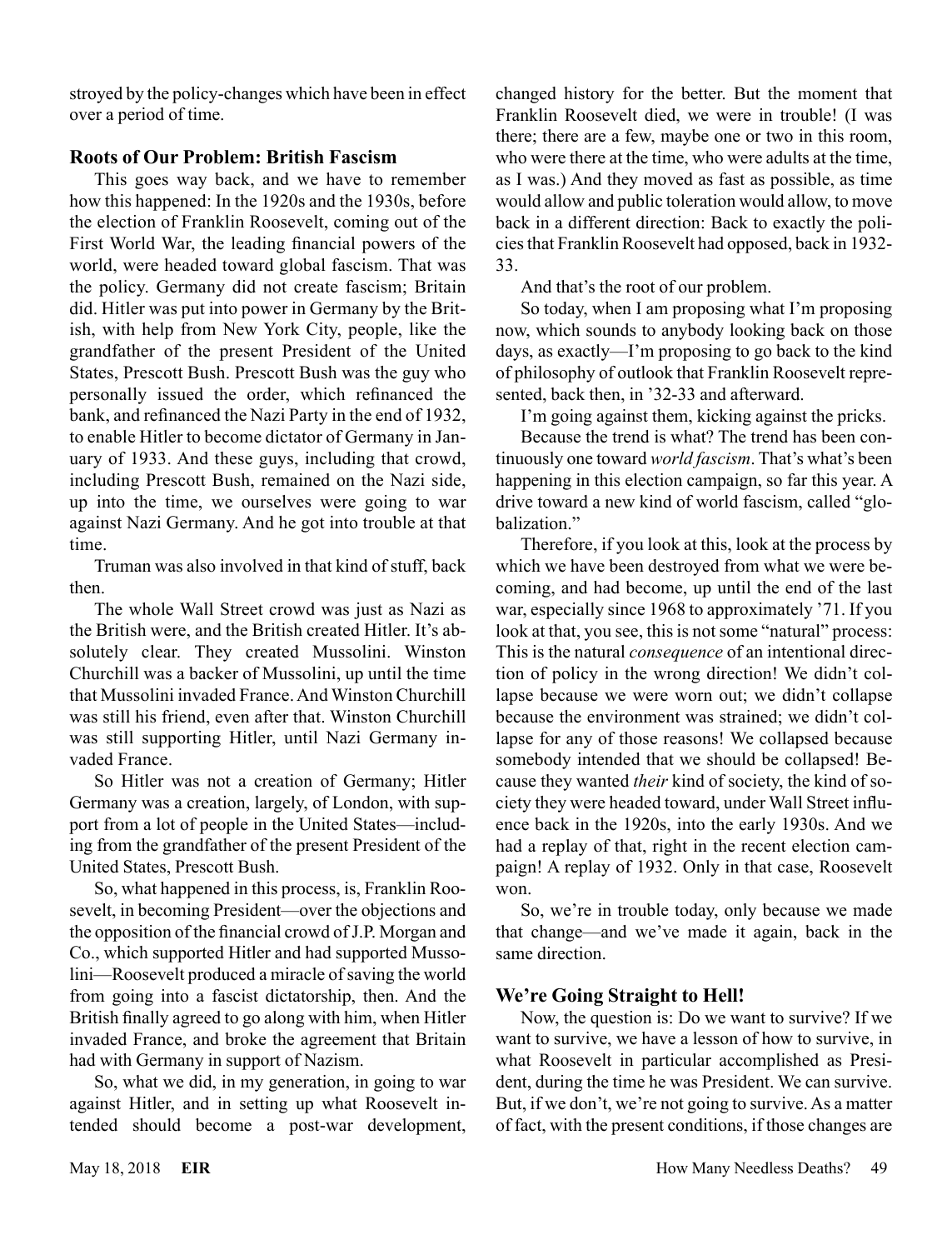stroyed by the policy-changes which have been in effect over a period of time.

## Roots of Our Problem: British Fascism

This goes way back, and we have to remember how this happened: In the 1920s and the 1930s, before the election of Franklin Roosevelt, coming out of the First World War, the leading financial powers of the world, were headed toward global fascism. That was the policy. Germany did not create fascism; Britain did. Hitler was put into power in Germany by the British, with help from New York City, people, like the grandfather of the present President of the United States, Prescott Bush. Prescott Bush was the guy who personally issued the order, which refinanced the bank, and refinanced the Nazi Party in the end of 1932, to enable Hitler to become dictator of Germany in January of 1933. And these guys, including that crowd, including Prescott Bush, remained on the Nazi side, up into the time, we ourselves were going to war against Nazi Germany. And he got into trouble at that time.

Truman was also involved in that kind of stuff, back then.

The whole Wall Street crowd was just as Nazi as the British were, and the British created Hitler. It's absolutely clear. They created Mussolini. Winston Churchill was a backer of Mussolini, up until the time that Mussolini invaded France. And Winston Churchill was still his friend, even after that. Winston Churchill was still supporting Hitler, until Nazi Germany invaded France.

So Hitler was not a creation of Germany; Hitler Germany was a creation, largely, of London, with support from a lot of people in the United States—including from the grandfather of the present President of the United States, Prescott Bush.

So, what happened in this process, is, Franklin Roosevelt, in becoming President—over the objections and the opposition of the financial crowd of J.P. Morgan and Co., which supported Hitler and had supported Mussolini—Roosevelt produced a miracle of saving the world from going into a fascist dictatorship, then. And the British finally agreed to go along with him, when Hitler invaded France, and broke the agreement that Britain had with Germany in support of Nazism.

So, what we did, in my generation, in going to war against Hitler, and in setting up what Roosevelt intended should become a post-war development, changed history for the better. But the moment that Franklin Roosevelt died, we were in trouble! (I was there; there are a few, maybe one or two in this room, who were there at the time, who were adults at the time, as I was.) And they moved as fast as possible, as time would allow and public toleration would allow, to move back in a different direction: Back to exactly the policies that Franklin Roosevelt had opposed, back in 1932-33.

And that's the root of our problem.

So today, when I am proposing what I'm proposing now, which sounds to anybody looking back on those days, as exactly—I'm proposing to go back to the kind of philosophy of outlook that Franklin Roosevelt represented, back then, in '32-33 and afterward.

I'm going against them, kicking against the pricks.

Because the trend is what? The trend has been continuously one toward *world fascism*. That's what's been happening in this election campaign, so far this year. A drive toward a new kind of world fascism, called "globalization."

Therefore, if you look at this, look at the process by which we have been destroyed from what we were becoming, and had become, up until the end of the last war, especially since 1968 to approximately '71. If you look at that, you see, this is not some "natural" process: This is the natural *consequence* of an intentional direction of policy in the wrong direction! We didn't collapse because we were worn out; we didn't collapse because the environment was strained; we didn't collapse for any of those reasons! We collapsed because somebody intended that we should be collapsed! Because they wanted *their* kind of society, the kind of society they were headed toward, under Wall Street influence back in the 1920s, into the early 1930s. And we had a replay of that, right in the recent election campaign! A replay of 1932. Only in that case, Roosevelt won.

So, we're in trouble today, only because we made that change—and we've made it again, back in the same direction.

## We're Going Straight to Hell!

Now, the question is: Do we want to survive? If we want to survive, we have a lesson of how to survive, in what Roosevelt in particular accomplished as President, during the time he was President. We can survive. But, if we don't, we're not going to survive. As a matter of fact, with the present conditions, if those changes are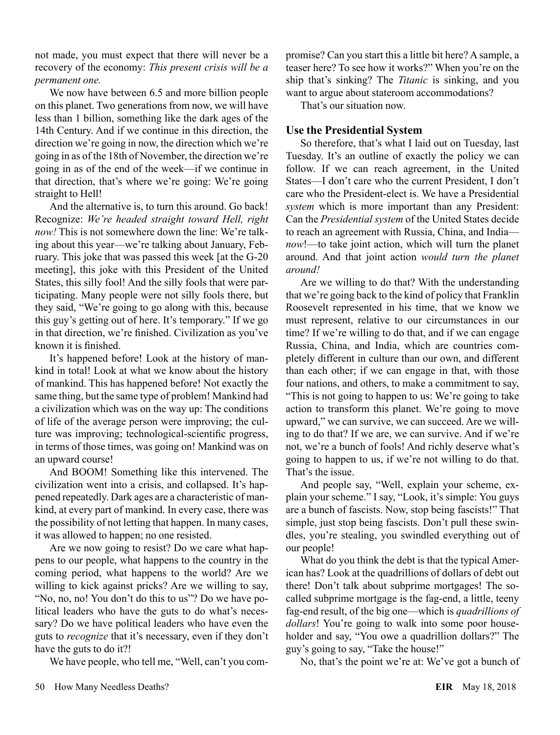not made, you must expect that there will never be a recovery of the economy: *This present crisis will be a permanent one.*

We now have between 6.5 and more billion people on this planet. Two generations from now, we will have less than 1 billion, something like the dark ages of the 14th Century. And if we continue in this direction, the direction we're going in now, the direction which we're going in as of the 18th of November, the direction we're going in as of the end of the week—if we continue in that direction, that's where we're going: We're going straight to Hell!

And the alternative is, to turn this around. Go back! Recognize: *We're headed straight toward Hell, right now!* This is not somewhere down the line: We're talking about this year—we're talking about January, February. This joke that was passed this week [at the G-20 meeting], this joke with this President of the United States, this silly fool! And the silly fools that were participating. Many people were not silly fools there, but they said, "We're going to go along with this, because this guy's getting out of here. It's temporary." If we go in that direction, we're finished. Civilization as you've known it is finished.

It's happened before! Look at the history of mankind in total! Look at what we know about the history of mankind. This has happened before! Not exactly the same thing, but the same type of problem! Mankind had a civilization which was on the way up: The conditions of life of the average person were improving; the culture was improving; technological-scientific progress, in terms of those times, was going on! Mankind was on an upward course!

And BOOM! Something like this intervened. The civilization went into a crisis, and collapsed. It's happened repeatedly. Dark ages are a characteristic of mankind, at every part of mankind. In every case, there was the possibility of not letting that happen. In many cases, it was allowed to happen; no one resisted.

Are we now going to resist? Do we care what happens to our people, what happens to the country in the coming period, what happens to the world? Are we willing to kick against pricks? Are we willing to say, "No, no, no! You don't do this to us"? Do we have political leaders who have the guts to do what's necessary? Do we have political leaders who have even the guts to *recognize* that it's necessary, even if they don't have the guts to do it?!

We have people, who tell me, "Well, can't you compromise? Can you start this a little bit here? A sample, a teaser here? To see how it works?" When you're on the ship that's sinking? The *Titanic* is sinking, and you want to argue about stateroom accommodations?

That's our situation now.

## Use the Presidential System

So therefore, that's what I laid out on Tuesday, last Tuesday. It's an outline of exactly the policy we can follow. If we can reach agreement, in the United States—I don't care who the current President, I don't care who the President-elect is. We have a Presidential *system* which is more important than any President: Can the *Presidential system* of the United States decide to reach an agreement with Russia, China, and India—*now*!—to take joint action, which will turn the planet around. And that joint action *would turn the planet around!*

Are we willing to do that? With the understanding that we're going back to the kind of policy that Franklin Roosevelt represented in his time, that we know we must represent, relative to our circumstances in our time? If we're willing to do that, and if we can engage Russia, China, and India, which are countries completely different in culture than our own, and different than each other; if we can engage in that, with those four nations, and others, to make a commitment to say, "This is not going to happen to us: We're going to take action to transform this planet. We're going to move upward," we can survive, we can succeed. Are we willing to do that? If we are, we can survive. And if we're not, we're a bunch of fools! And richly deserve what's going to happen to us, if we're not willing to do that. That's the issue.

And people say, "Well, explain your scheme, explain your scheme." I say, "Look, it's simple: You guys are a bunch of fascists. Now, stop being fascists!" That simple, just stop being fascists. Don't pull these swindles, you're stealing, you swindled everything out of our people!

What do you think the debt is that the typical American has? Look at the quadrillions of dollars of debt out there! Don't talk about subprime mortgages! The so-called subprime mortgage is the fag-end, a little, teeny fag-end result, of the big one—which is *quadrillions of dollars*! You're going to walk into some poor householder and say, "You owe a quadrillion dollars?" The guy's going to say, "Take the house!"

No, that's the point we're at: We've got a bunch of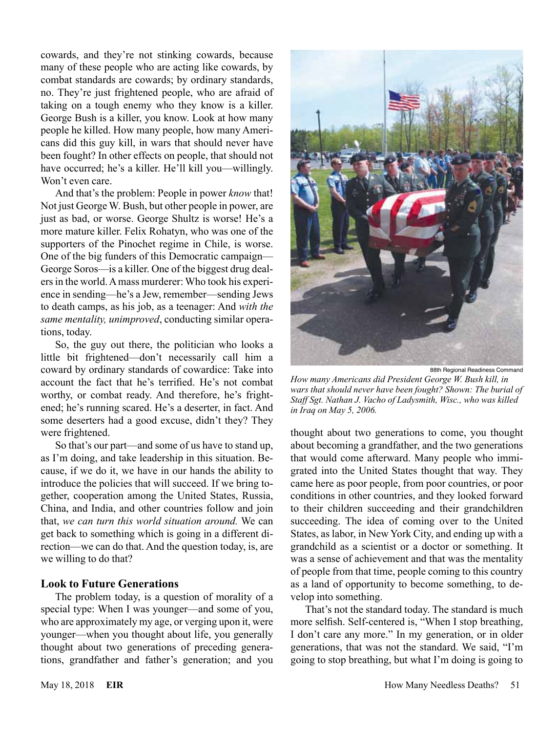cowards, and they're not stinking cowards, because many of these people who are acting like cowards, by combat standards are cowards; by ordinary standards, no. They're just frightened people, who are afraid of taking on a tough enemy who they know is a killer. George Bush is a killer, you know. Look at how many people he killed. How many people, how many Americans did this guy kill, in wars that should never have been fought? In other effects on people, that should not have occurred; he's a killer. He'll kill you—willingly. Won't even care.

And that's the problem: People in power *know* that! Not just George W. Bush, but other people in power, are just as bad, or worse. George Shultz is worse! He's a more mature killer. Felix Rohatyn, who was one of the supporters of the Pinochet regime in Chile, is worse. One of the big funders of this Democratic campaign—George Soros—is a killer. One of the biggest drug dealers in the world. A mass murderer: Who took his experience in sending—he's a Jew, remember—sending Jews to death camps, as his job, as a teenager: And *with the same mentality, unimproved*, conducting similar operations, today.

So, the guy out there, the politician who looks a little bit frightened—don't necessarily call him a coward by ordinary standards of cowardice: Take into account the fact that he's terrified. He's not combat worthy, or combat ready. And therefore, he's frightened; he's running scared. He's a deserter, in fact. And some deserters had a good excuse, didn't they? They were frightened.

So that's our part—and some of us have to stand up, as I'm doing, and take leadership in this situation. Because, if we do it, we have in our hands the ability to introduce the policies that will succeed. If we bring together, cooperation among the United States, Russia, China, and India, and other countries follow and join that, *we can turn this world situation around.* We can get back to something which is going in a different direction—we can do that. And the question today, is, are we willing to do that?

## Look to Future Generations

The problem today, is a question of morality of a special type: When I was younger—and some of you, who are approximately my age, or verging upon it, were younger—when you thought about life, you generally thought about two generations of preceding generations, grandfather and father's generation; and you thought about two generations to come, you thought about becoming a grandfather, and the two generations that would come afterward. Many people who immigrated into the United States thought that way. They came here as poor people, from poor countries, or poor conditions in other countries, and they looked forward to their children succeeding and their grandchildren succeeding. The idea of coming over to the United States, as labor, in New York City, and ending up with a grandchild as a scientist or a doctor or something. It was a sense of achievement and that was the mentality of people from that time, people coming to this country as a land of opportunity to become something, to develop into something.

88th Regional Readiness Command

*How many Americans did President George W. Bush kill, in wars that should never have been fought? Shown: The burial of Staff Sgt. Nathan J. Vacho of Ladysmith, Wisc., who was killed in Iraq on May 5, 2006.*

That's not the standard today. The standard is much more selfish. Self-centered is, "When I stop breathing, I don't care any more." In my generation, or in older generations, that was not the standard. We said, "I'm going to stop breathing, but what I'm doing is going to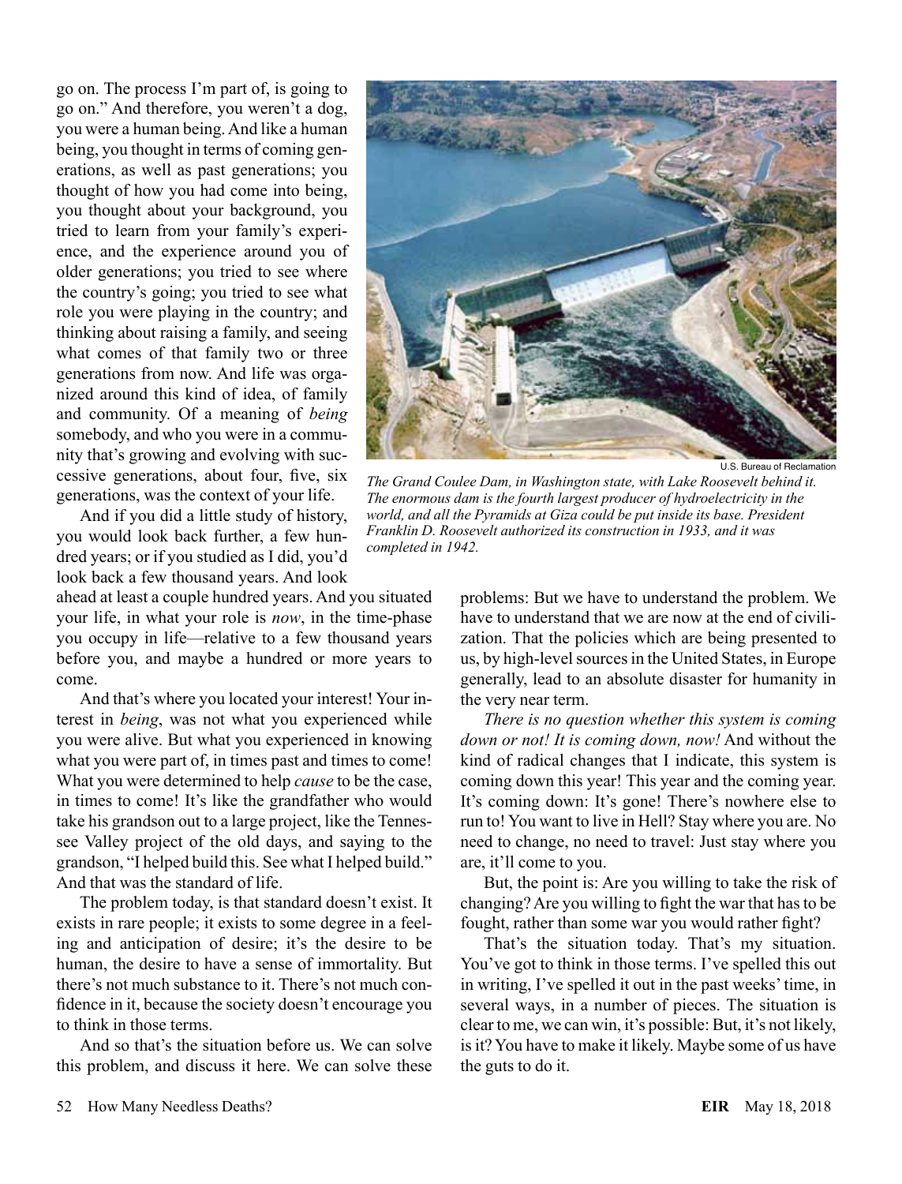go on. The process I'm part of, is going to go on." And therefore, you weren't a dog, you were a human being. And like a human being, you thought in terms of coming generations, as well as past generations; you thought of how you had come into being, you thought about your background, you tried to learn from your family's experience, and the experience around you of older generations; you tried to see where the country's going; you tried to see what role you were playing in the country; and thinking about raising a family, and seeing what comes of that family two or three generations from now. And life was organized around this kind of idea, of family and community. Of a meaning of *being* somebody, and who you were in a community that's growing and evolving with successive generations, about four, five, six generations, was the context of your life.

And if you did a little study of history, you would look back further, a few hundred years; or if you studied as I did, you'd look back a few thousand years. And look ahead at least a couple hundred years. And you situated your life, in what your role is *now*, in the time-phase you occupy in life—relative to a few thousand years before you, and maybe a hundred or more years to come.

And that's where you located your interest! Your interest in *being*, was not what you experienced while you were alive. But what you experienced in knowing what you were part of, in times past and times to come! What you were determined to help *cause* to be the case, in times to come! It's like the grandfather who would take his grandson out to a large project, like the Tennessee Valley project of the old days, and saying to the grandson, "I helped build this. See what I helped build." And that was the standard of life.

The problem today, is that standard doesn't exist. It exists in rare people; it exists to some degree in a feeling and anticipation of desire; it's the desire to be human, the desire to have a sense of immortality. But there's not much substance to it. There's not much confidence in it, because the society doesn't encourage you to think in those terms.

And so that's the situation before us. We can solve this problem, and discuss it here. We can solve these problems: But we have to understand the problem. We have to understand that we are now at the end of civilization. That the policies which are being presented to us, by high-level sources in the United States, in Europe generally, lead to an absolute disaster for humanity in the very near term.

*There is no question whether this system is coming down or not! It is coming down, now!* And without the kind of radical changes that I indicate, this system is coming down this year! This year and the coming year. It's coming down: It's gone! There's nowhere else to run to! You want to live in Hell? Stay where you are. No need to change, no need to travel: Just stay where you are, it'll come to you.

But, the point is: Are you willing to take the risk of changing? Are you willing to fight the war that has to be fought, rather than some war you would rather fight?

That's the situation today. That's my situation. You've got to think in those terms. I've spelled this out in writing, I've spelled it out in the past weeks' time, in several ways, in a number of pieces. The situation is clear to me, we can win, it's possible: But, it's not likely, is it? You have to make it likely. Maybe some of us have the guts to do it.

U.S. Bureau of Reclamation

*The Grand Coulee Dam, in Washington state, with Lake Roosevelt behind it. The enormous dam is the fourth largest producer of hydroelectricity in the world, and all the Pyramids at Giza could be put inside its base. President Franklin D. Roosevelt authorized its construction in 1933, and it was completed in 1942.*